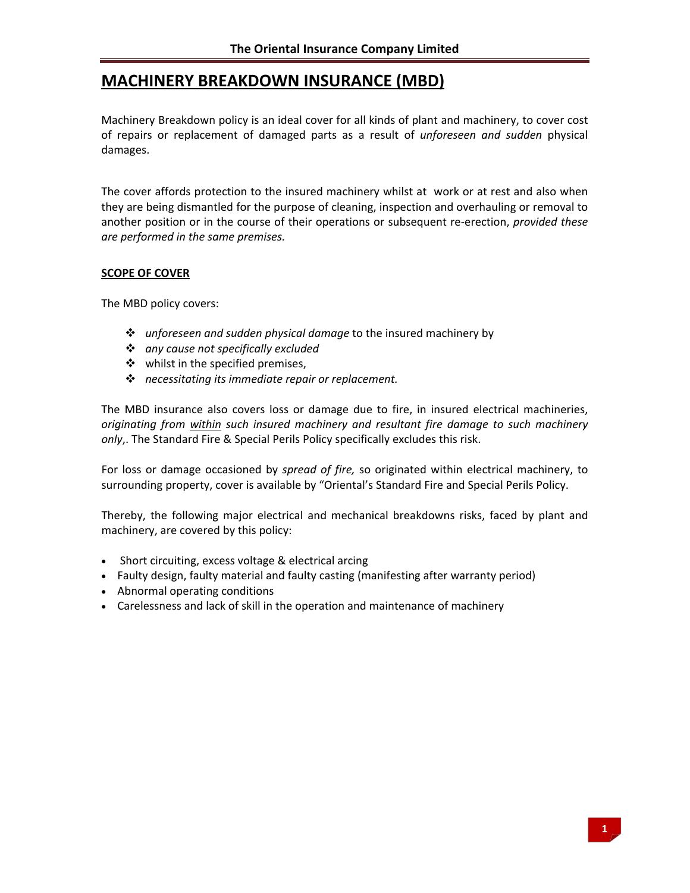# MACHINERY BREAKDOWN INSURANCE (MBD)

Machinery Breakdown policy is an ideal cover for all kinds of plant and machinery, to cover cost of repairs or replacement of damaged parts as a result of *unforeseen and sudden* physical damages.

The cover affords protection to the insured machinery whilst at work or at rest and also when they are being dismantled for the purpose of cleaning, inspection and overhauling or removal to another position or in the course of their operations or subsequent re-erection, *provided these are performed in the same premises.*

## SCOPE OF COVER

The MBD policy covers:

- *unforeseen and sudden physical damage* to the insured machinery by
- *any cause not specifically excluded*
- whilst in the specified premises,
- *necessitating its immediate repair or replacement.*

The MBD insurance also covers loss or damage due to fire, in insured electrical machineries, *originating from <u>within</u> such insured machinery and resultant fire damage to such machinery only*,. The Standard Fire & Special Perils Policy specifically excludes this risk.

For loss or damage occasioned by *spread of fire,* so originated within electrical machinery, to surrounding property, cover is available by "Oriental's Standard Fire and Special Perils Policy.

Thereby, the following major electrical and mechanical breakdowns risks, faced by plant and machinery, are covered by this policy:

- Short circuiting, excess voltage & electrical arcing
- Faulty design, faulty material and faulty casting (manifesting after warranty period)
- Abnormal operating conditions
- Carelessness and lack of skill in the operation and maintenance of machinery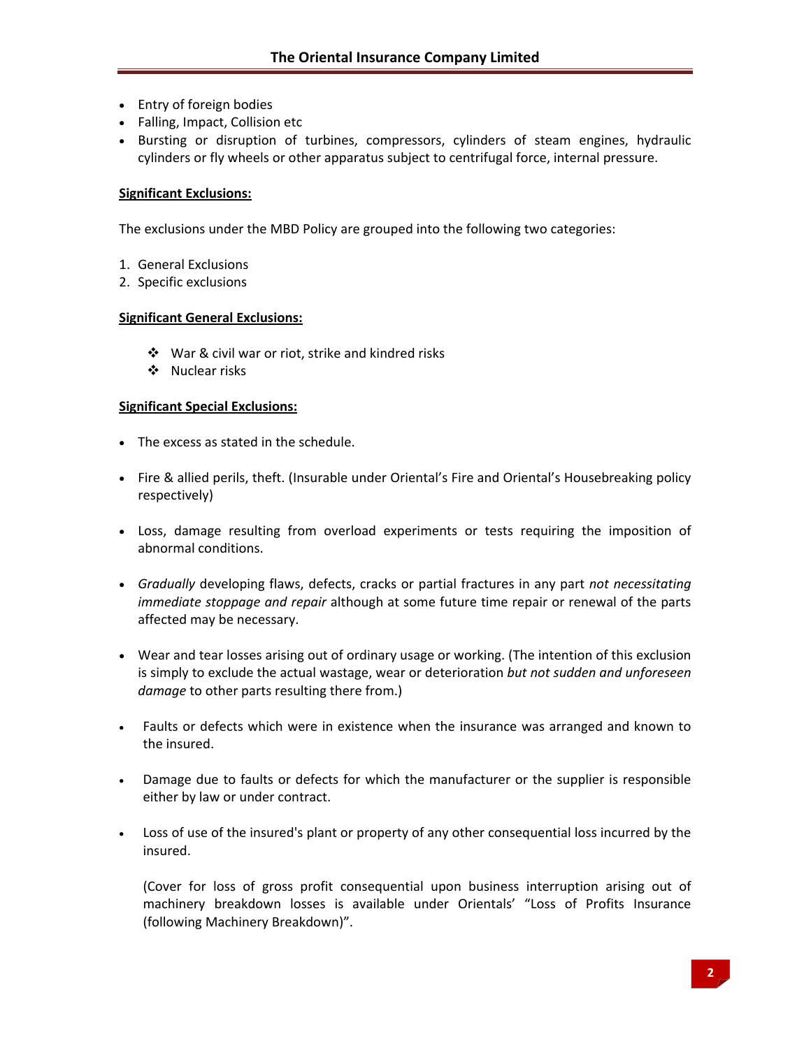- Entry of foreign bodies
- Falling, Impact, Collision etc
- Bursting or disruption of turbines, compressors, cylinders of steam engines, hydraulic cylinders or fly wheels or other apparatus subject to centrifugal force, internal pressure.

**Significant Exclusions:**

The exclusions under the MBD Policy are grouped into the following two categories:

1. General Exclusions
2. Specific exclusions

**Significant General Exclusions:**

- ❖ War & civil war or riot, strike and kindred risks
- ❖ Nuclear risks

**Significant Special Exclusions:**

- The excess as stated in the schedule.

- Fire & allied perils, theft. (Insurable under Oriental's Fire and Oriental's Housebreaking policy respectively)

- Loss, damage resulting from overload experiments or tests requiring the imposition of abnormal conditions.

- *Gradually* developing flaws, defects, cracks or partial fractures in any part *not necessitating immediate stoppage and repair* although at some future time repair or renewal of the parts affected may be necessary.

- Wear and tear losses arising out of ordinary usage or working. (The intention of this exclusion is simply to exclude the actual wastage, wear or deterioration *but not sudden and unforeseen damage* to other parts resulting there from.)

- Faults or defects which were in existence when the insurance was arranged and known to the insured.

- Damage due to faults or defects for which the manufacturer or the supplier is responsible either by law or under contract.

- Loss of use of the insured's plant or property of any other consequential loss incurred by the insured.

  (Cover for loss of gross profit consequential upon business interruption arising out of machinery breakdown losses is available under Orientals' "Loss of Profits Insurance (following Machinery Breakdown)".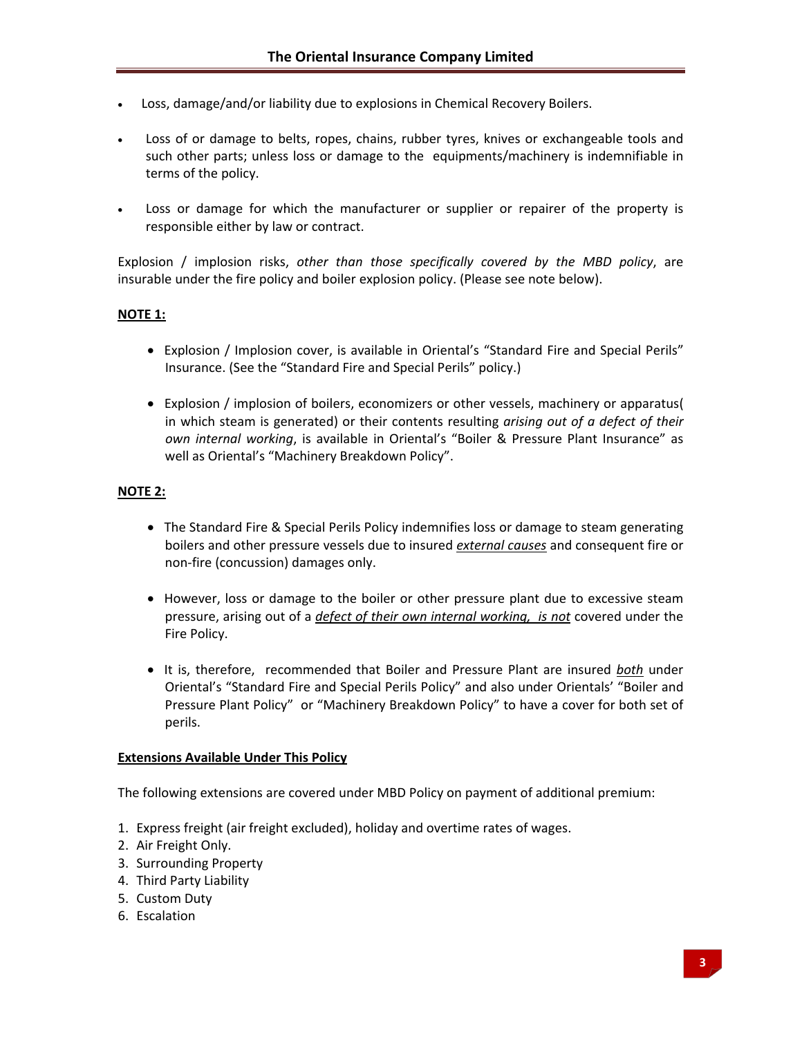- Loss, damage/and/or liability due to explosions in Chemical Recovery Boilers.
- Loss of or damage to belts, ropes, chains, rubber tyres, knives or exchangeable tools and such other parts; unless loss or damage to the equipments/machinery is indemnifiable in terms of the policy.
- Loss or damage for which the manufacturer or supplier or repairer of the property is responsible either by law or contract.

Explosion / implosion risks, *other than those specifically covered by the MBD policy*, are insurable under the fire policy and boiler explosion policy. (Please see note below).

**NOTE 1:**

- Explosion / Implosion cover, is available in Oriental's "Standard Fire and Special Perils" Insurance. (See the "Standard Fire and Special Perils" policy.)
- Explosion / implosion of boilers, economizers or other vessels, machinery or apparatus( in which steam is generated) or their contents resulting *arising out of a defect of their own internal working*, is available in Oriental's "Boiler & Pressure Plant Insurance" as well as Oriental's "Machinery Breakdown Policy".

**NOTE 2:**

- The Standard Fire & Special Perils Policy indemnifies loss or damage to steam generating boilers and other pressure vessels due to insured ***external causes*** and consequent fire or non-fire (concussion) damages only.
- However, loss or damage to the boiler or other pressure plant due to excessive steam pressure, arising out of a ***defect of their own internal working, is not*** covered under the Fire Policy.
- It is, therefore, recommended that Boiler and Pressure Plant are insured ***both*** under Oriental's "Standard Fire and Special Perils Policy" and also under Orientals' "Boiler and Pressure Plant Policy" or "Machinery Breakdown Policy" to have a cover for both set of perils.

**Extensions Available Under This Policy**

The following extensions are covered under MBD Policy on payment of additional premium:

1. Express freight (air freight excluded), holiday and overtime rates of wages.
2. Air Freight Only.
3. Surrounding Property
4. Third Party Liability
5. Custom Duty
6. Escalation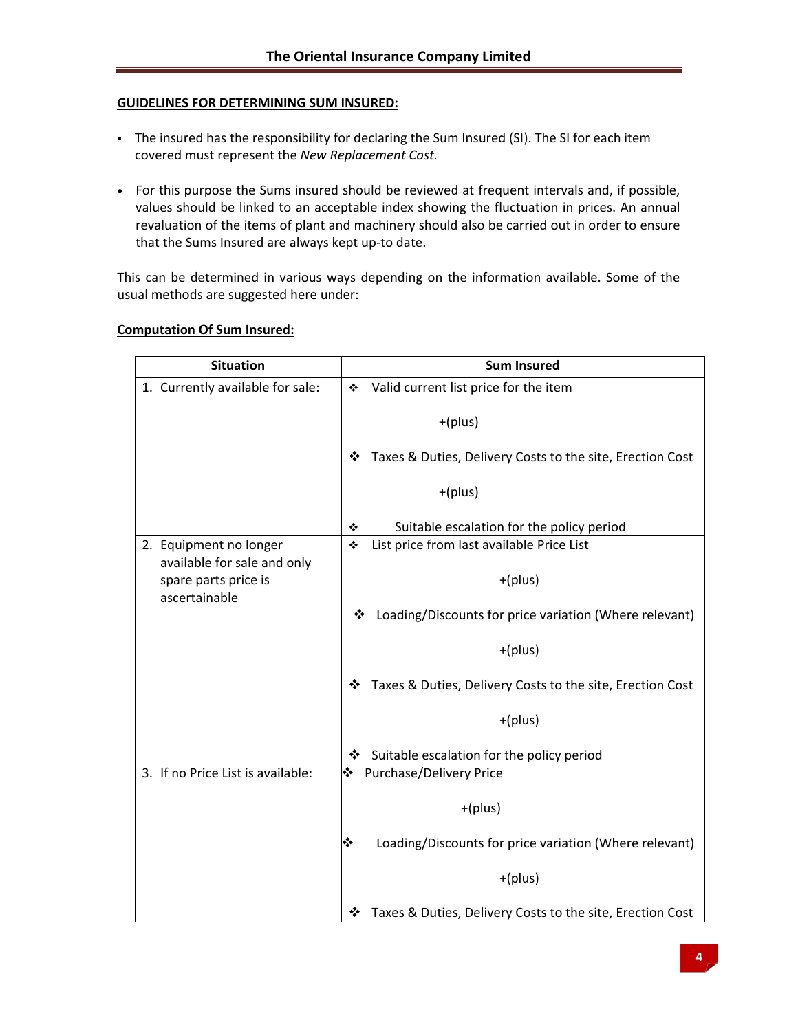**GUIDELINES FOR DETERMINING SUM INSURED:**

- The insured has the responsibility for declaring the Sum Insured (SI). The SI for each item covered must represent the *New Replacement Cost.*

- For this purpose the Sums insured should be reviewed at frequent intervals and, if possible, values should be linked to an acceptable index showing the fluctuation in prices. An annual revaluation of the items of plant and machinery should also be carried out in order to ensure that the Sums Insured are always kept up-to date.

This can be determined in various ways depending on the information available. Some of the usual methods are suggested here under:

**Computation Of Sum Insured:**

| Situation | Sum Insured |
|---|---|
| 1. Currently available for sale: | ❖ Valid current list price for the item<br>+(plus)<br>❖ Taxes & Duties, Delivery Costs to the site, Erection Cost<br>+(plus)<br>❖ Suitable escalation for the policy period |
| 2. Equipment no longer available for sale and only spare parts price is ascertainable | ❖ List price from last available Price List<br>+(plus)<br>❖ Loading/Discounts for price variation (Where relevant)<br>+(plus)<br>❖ Taxes & Duties, Delivery Costs to the site, Erection Cost<br>+(plus)<br>❖ Suitable escalation for the policy period |
| 3. If no Price List is available: | ❖ Purchase/Delivery Price<br>+(plus)<br>❖ Loading/Discounts for price variation (Where relevant)<br>+(plus)<br>❖ Taxes & Duties, Delivery Costs to the site, Erection Cost |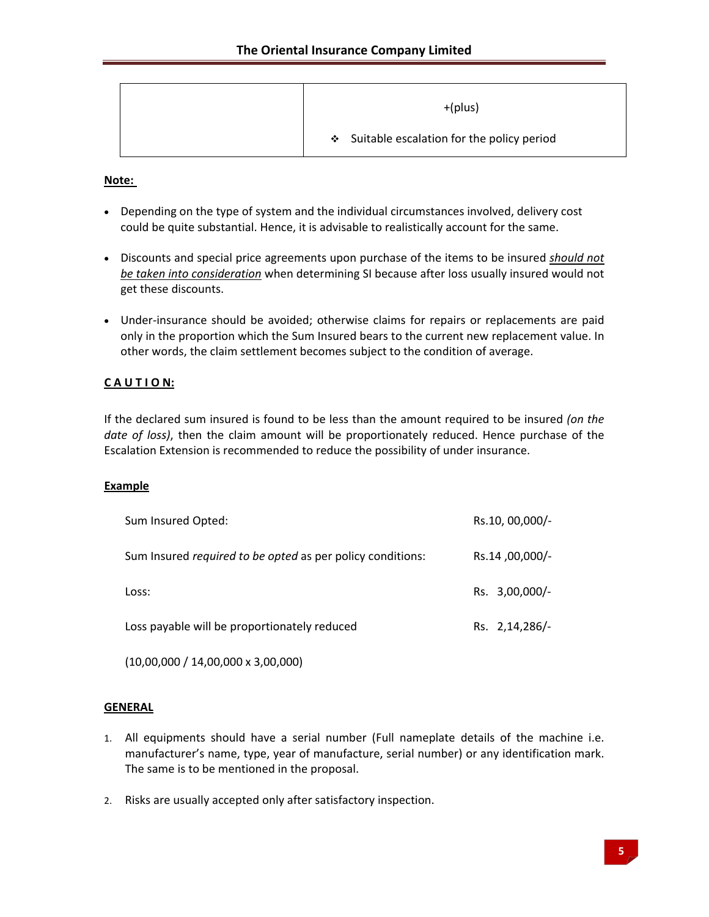| | +(plus) |
|---|---|
| | ❖ Suitable escalation for the policy period |

**Note:**

- Depending on the type of system and the individual circumstances involved, delivery cost could be quite substantial. Hence, it is advisable to realistically account for the same.
- Discounts and special price agreements upon purchase of the items to be insured ***should not be taken into consideration*** when determining SI because after loss usually insured would not get these discounts.
- Under-insurance should be avoided; otherwise claims for repairs or replacements are paid only in the proportion which the Sum Insured bears to the current new replacement value. In other words, the claim settlement becomes subject to the condition of average.

**C A U T I O N:**

If the declared sum insured is found to be less than the amount required to be insured *(on the date of loss)*, then the claim amount will be proportionately reduced. Hence purchase of the Escalation Extension is recommended to reduce the possibility of under insurance.

**Example**

| | |
|---|---|
| Sum Insured Opted: | Rs.10, 00,000/- |
| Sum Insured *required to be opted* as per policy conditions: | Rs.14 ,00,000/- |
| Loss: | Rs. 3,00,000/- |
| Loss payable will be proportionately reduced | Rs. 2,14,286/- |
| (10,00,000 / 14,00,000 x 3,00,000) | |

**GENERAL**

1. All equipments should have a serial number (Full nameplate details of the machine i.e. manufacturer's name, type, year of manufacture, serial number) or any identification mark. The same is to be mentioned in the proposal.
2. Risks are usually accepted only after satisfactory inspection.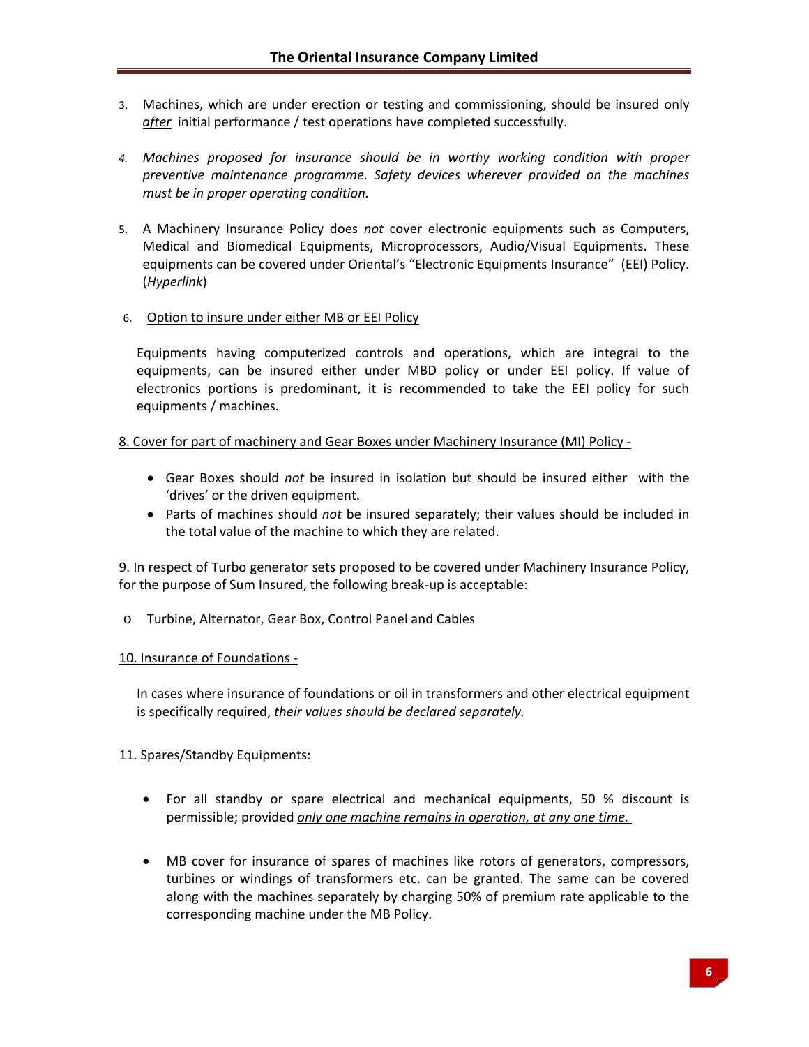3. Machines, which are under erection or testing and commissioning, should be insured only *after* initial performance / test operations have completed successfully.

4. *Machines proposed for insurance should be in worthy working condition with proper preventive maintenance programme. Safety devices wherever provided on the machines must be in proper operating condition.*

5. A Machinery Insurance Policy does *not* cover electronic equipments such as Computers, Medical and Biomedical Equipments, Microprocessors, Audio/Visual Equipments. These equipments can be covered under Oriental's "Electronic Equipments Insurance" (EEI) Policy. (*Hyperlink*)

6. Option to insure under either MB or EEI Policy

Equipments having computerized controls and operations, which are integral to the equipments, can be insured either under MBD policy or under EEI policy. If value of electronics portions is predominant, it is recommended to take the EEI policy for such equipments / machines.

8. Cover for part of machinery and Gear Boxes under Machinery Insurance (MI) Policy -

- Gear Boxes should *not* be insured in isolation but should be insured either with the 'drives' or the driven equipment.
- Parts of machines should *not* be insured separately; their values should be included in the total value of the machine to which they are related.

9. In respect of Turbo generator sets proposed to be covered under Machinery Insurance Policy, for the purpose of Sum Insured, the following break-up is acceptable:

- Turbine, Alternator, Gear Box, Control Panel and Cables

10. Insurance of Foundations -

In cases where insurance of foundations or oil in transformers and other electrical equipment is specifically required, *their values should be declared separately.*

11. Spares/Standby Equipments:

- For all standby or spare electrical and mechanical equipments, 50 % discount is permissible; provided *only one machine remains in operation, at any one time.*

- MB cover for insurance of spares of machines like rotors of generators, compressors, turbines or windings of transformers etc. can be granted. The same can be covered along with the machines separately by charging 50% of premium rate applicable to the corresponding machine under the MB Policy.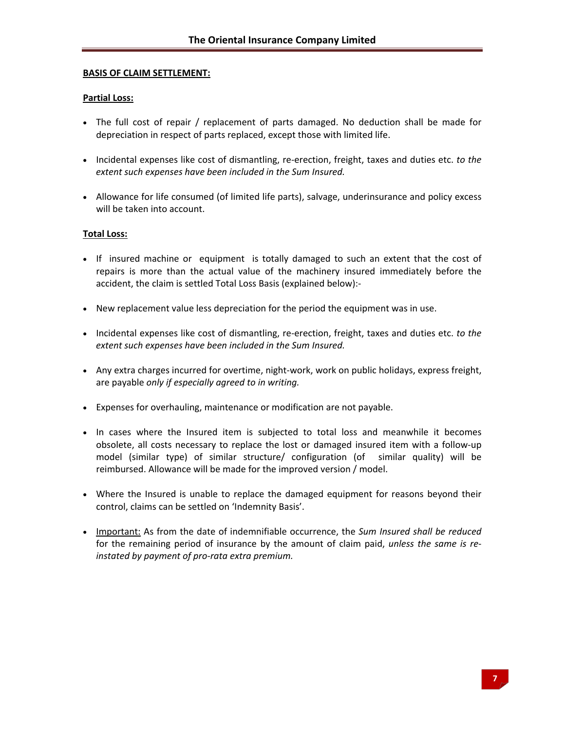**BASIS OF CLAIM SETTLEMENT:**

**Partial Loss:**

- The full cost of repair / replacement of parts damaged. No deduction shall be made for depreciation in respect of parts replaced, except those with limited life.
- Incidental expenses like cost of dismantling, re-erection, freight, taxes and duties etc. *to the extent such expenses have been included in the Sum Insured.*
- Allowance for life consumed (of limited life parts), salvage, underinsurance and policy excess will be taken into account.

**Total Loss:**

- If insured machine or equipment is totally damaged to such an extent that the cost of repairs is more than the actual value of the machinery insured immediately before the accident, the claim is settled Total Loss Basis (explained below):-
- New replacement value less depreciation for the period the equipment was in use.
- Incidental expenses like cost of dismantling, re-erection, freight, taxes and duties etc. *to the extent such expenses have been included in the Sum Insured.*
- Any extra charges incurred for overtime, night-work, work on public holidays, express freight, are payable *only if especially agreed to in writing.*
- Expenses for overhauling, maintenance or modification are not payable.
- In cases where the Insured item is subjected to total loss and meanwhile it becomes obsolete, all costs necessary to replace the lost or damaged insured item with a follow-up model (similar type) of similar structure/ configuration (of similar quality) will be reimbursed. Allowance will be made for the improved version / model.
- Where the Insured is unable to replace the damaged equipment for reasons beyond their control, claims can be settled on 'Indemnity Basis'.
- Important: As from the date of indemnifiable occurrence, the *Sum Insured shall be reduced* for the remaining period of insurance by the amount of claim paid, *unless the same is re-instated by payment of pro-rata extra premium.*